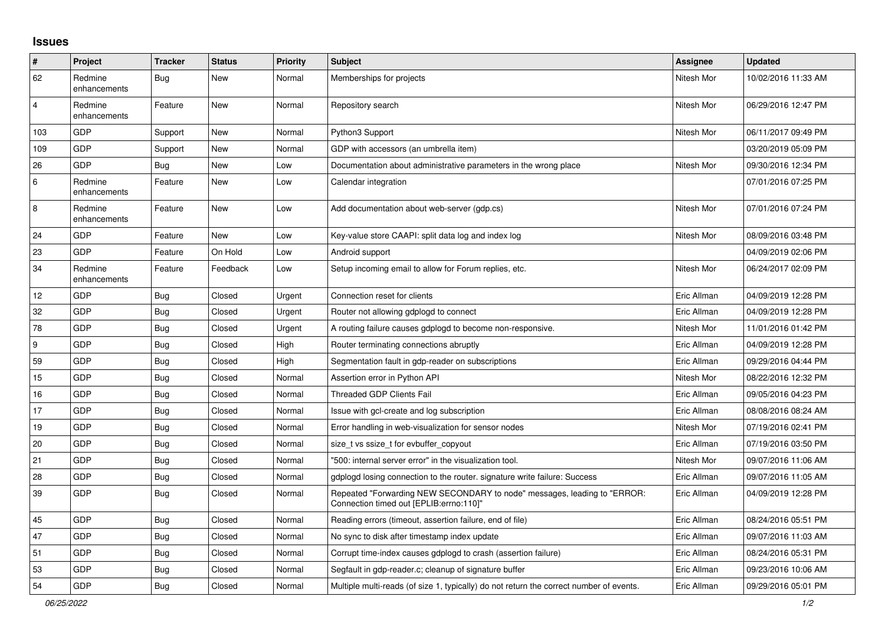## Issues

| # | Project | Tracker | Status | Priority | Subject | Assignee | Updated |
|---|---|---|---|---|---|---|---|
| 62 | Redmine enhancements | Bug | New | Normal | Memberships for projects | Nitesh Mor | 10/02/2016 11:33 AM |
| 4 | Redmine enhancements | Feature | New | Normal | Repository search | Nitesh Mor | 06/29/2016 12:47 PM |
| 103 | GDP | Support | New | Normal | Python3 Support | Nitesh Mor | 06/11/2017 09:49 PM |
| 109 | GDP | Support | New | Normal | GDP with accessors (an umbrella item) | | 03/20/2019 05:09 PM |
| 26 | GDP | Bug | New | Low | Documentation about administrative parameters in the wrong place | Nitesh Mor | 09/30/2016 12:34 PM |
| 6 | Redmine enhancements | Feature | New | Low | Calendar integration | | 07/01/2016 07:25 PM |
| 8 | Redmine enhancements | Feature | New | Low | Add documentation about web-server (gdp.cs) | Nitesh Mor | 07/01/2016 07:24 PM |
| 24 | GDP | Feature | New | Low | Key-value store CAAPI: split data log and index log | Nitesh Mor | 08/09/2016 03:48 PM |
| 23 | GDP | Feature | On Hold | Low | Android support | | 04/09/2019 02:06 PM |
| 34 | Redmine enhancements | Feature | Feedback | Low | Setup incoming email to allow for Forum replies, etc. | Nitesh Mor | 06/24/2017 02:09 PM |
| 12 | GDP | Bug | Closed | Urgent | Connection reset for clients | Eric Allman | 04/09/2019 12:28 PM |
| 32 | GDP | Bug | Closed | Urgent | Router not allowing gdplogd to connect | Eric Allman | 04/09/2019 12:28 PM |
| 78 | GDP | Bug | Closed | Urgent | A routing failure causes gdplogd to become non-responsive. | Nitesh Mor | 11/01/2016 01:42 PM |
| 9 | GDP | Bug | Closed | High | Router terminating connections abruptly | Eric Allman | 04/09/2019 12:28 PM |
| 59 | GDP | Bug | Closed | High | Segmentation fault in gdp-reader on subscriptions | Eric Allman | 09/29/2016 04:44 PM |
| 15 | GDP | Bug | Closed | Normal | Assertion error in Python API | Nitesh Mor | 08/22/2016 12:32 PM |
| 16 | GDP | Bug | Closed | Normal | Threaded GDP Clients Fail | Eric Allman | 09/05/2016 04:23 PM |
| 17 | GDP | Bug | Closed | Normal | Issue with gcl-create and log subscription | Eric Allman | 08/08/2016 08:24 AM |
| 19 | GDP | Bug | Closed | Normal | Error handling in web-visualization for sensor nodes | Nitesh Mor | 07/19/2016 02:41 PM |
| 20 | GDP | Bug | Closed | Normal | size_t vs ssize_t for evbuffer_copyout | Eric Allman | 07/19/2016 03:50 PM |
| 21 | GDP | Bug | Closed | Normal | "500: internal server error" in the visualization tool. | Nitesh Mor | 09/07/2016 11:06 AM |
| 28 | GDP | Bug | Closed | Normal | gdplogd losing connection to the router. signature write failure: Success | Eric Allman | 09/07/2016 11:05 AM |
| 39 | GDP | Bug | Closed | Normal | Repeated "Forwarding NEW SECONDARY to node" messages, leading to "ERROR: Connection timed out [EPLIB:errno:110]" | Eric Allman | 04/09/2019 12:28 PM |
| 45 | GDP | Bug | Closed | Normal | Reading errors (timeout, assertion failure, end of file) | Eric Allman | 08/24/2016 05:51 PM |
| 47 | GDP | Bug | Closed | Normal | No sync to disk after timestamp index update | Eric Allman | 09/07/2016 11:03 AM |
| 51 | GDP | Bug | Closed | Normal | Corrupt time-index causes gdplogd to crash (assertion failure) | Eric Allman | 08/24/2016 05:31 PM |
| 53 | GDP | Bug | Closed | Normal | Segfault in gdp-reader.c; cleanup of signature buffer | Eric Allman | 09/23/2016 10:06 AM |
| 54 | GDP | Bug | Closed | Normal | Multiple multi-reads (of size 1, typically) do not return the correct number of events. | Eric Allman | 09/29/2016 05:01 PM |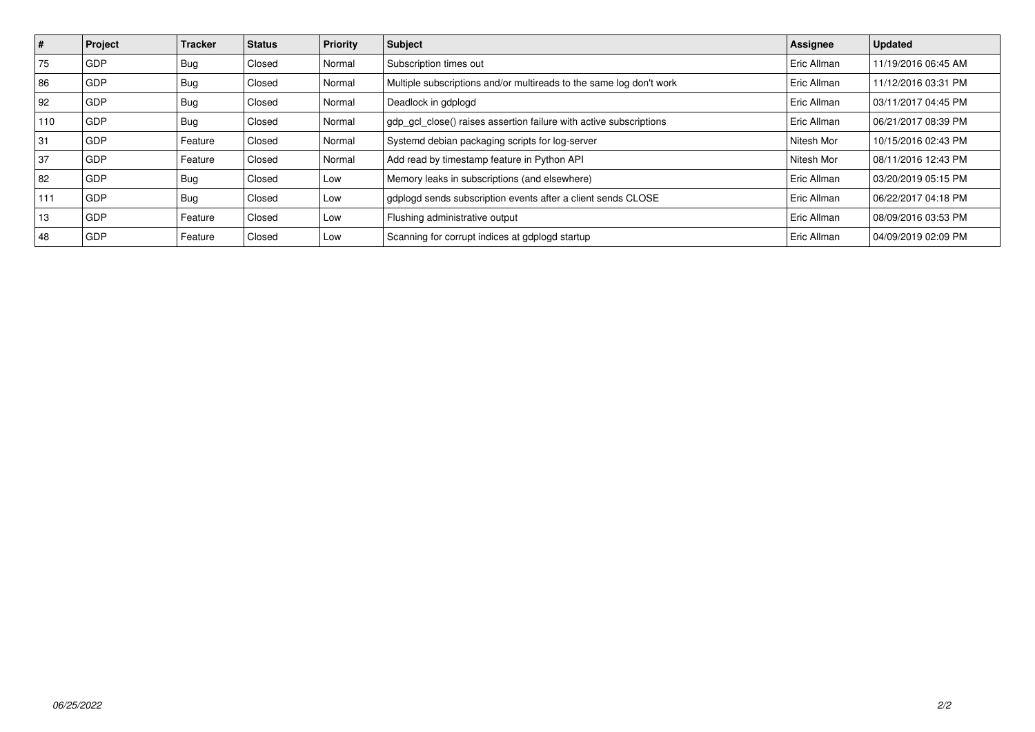| # | Project | Tracker | Status | Priority | Subject | Assignee | Updated |
|---|---|---|---|---|---|---|---|
| 75 | GDP | Bug | Closed | Normal | Subscription times out | Eric Allman | 11/19/2016 06:45 AM |
| 86 | GDP | Bug | Closed | Normal | Multiple subscriptions and/or multireads to the same log don't work | Eric Allman | 11/12/2016 03:31 PM |
| 92 | GDP | Bug | Closed | Normal | Deadlock in gdplogd | Eric Allman | 03/11/2017 04:45 PM |
| 110 | GDP | Bug | Closed | Normal | gdp_gcl_close() raises assertion failure with active subscriptions | Eric Allman | 06/21/2017 08:39 PM |
| 31 | GDP | Feature | Closed | Normal | Systemd debian packaging scripts for log-server | Nitesh Mor | 10/15/2016 02:43 PM |
| 37 | GDP | Feature | Closed | Normal | Add read by timestamp feature in Python API | Nitesh Mor | 08/11/2016 12:43 PM |
| 82 | GDP | Bug | Closed | Low | Memory leaks in subscriptions (and elsewhere) | Eric Allman | 03/20/2019 05:15 PM |
| 111 | GDP | Bug | Closed | Low | gdplogd sends subscription events after a client sends CLOSE | Eric Allman | 06/22/2017 04:18 PM |
| 13 | GDP | Feature | Closed | Low | Flushing administrative output | Eric Allman | 08/09/2016 03:53 PM |
| 48 | GDP | Feature | Closed | Low | Scanning for corrupt indices at gdplogd startup | Eric Allman | 04/09/2019 02:09 PM |